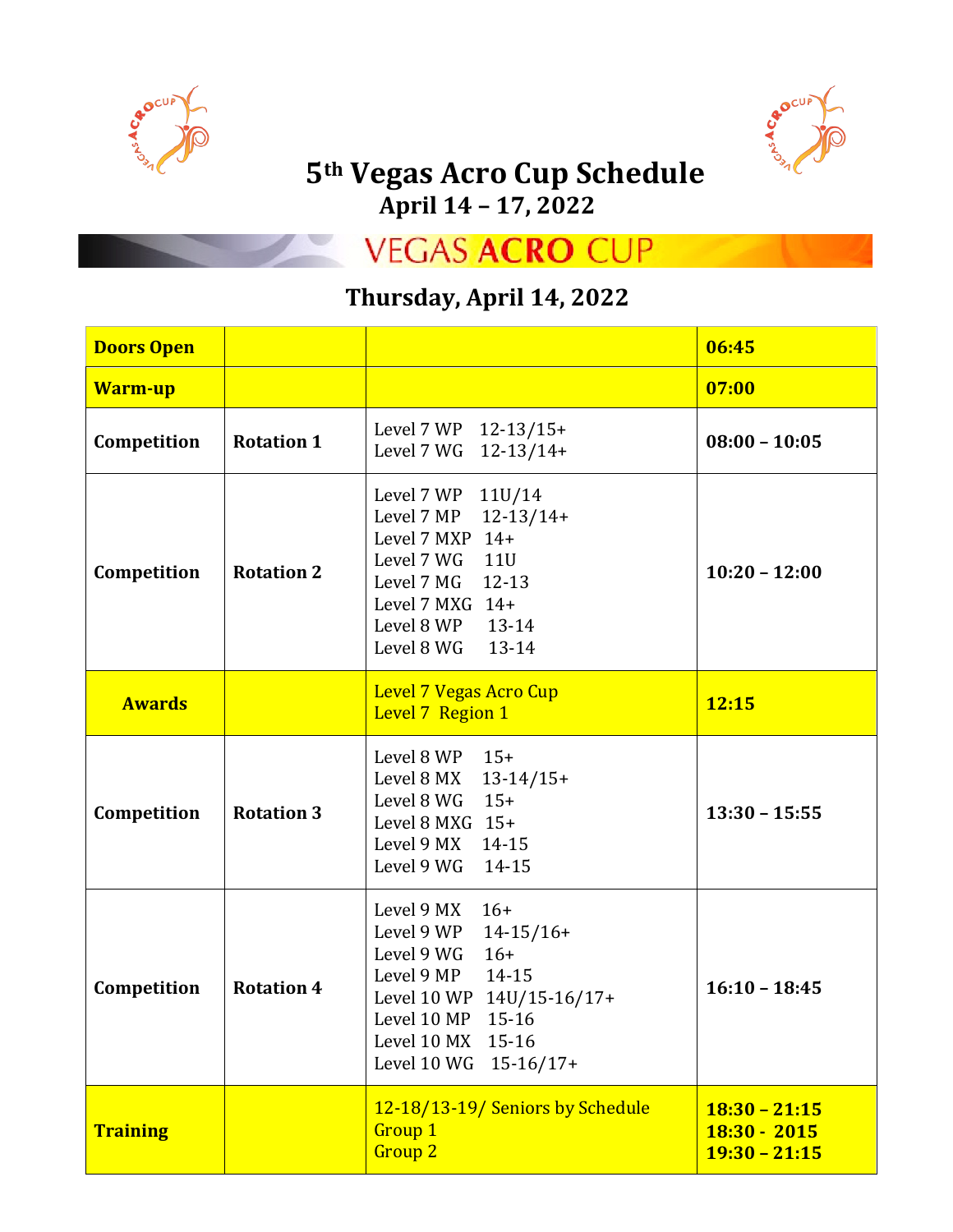# 5th Vegas Acro Cup Schedule

## April 14 – 17, 2022

VEGAS ACRO CUP

### Thursday, April 14, 2022

| | | | |
|---|---|---|---|
| **Doors Open** | | | **06:45** |
| **Warm-up** | | | **07:00** |
| **Competition** | **Rotation 1** | Level 7 WP 12-13/15+<br>Level 7 WG 12-13/14+ | **08:00 – 10:05** |
| **Competition** | **Rotation 2** | Level 7 WP 11U/14<br>Level 7 MP 12-13/14+<br>Level 7 MXP 14+<br>Level 7 WG 11U<br>Level 7 MG 12-13<br>Level 7 MXG 14+<br>Level 8 WP 13-14<br>Level 8 WG 13-14 | **10:20 – 12:00** |
| **Awards** | | Level 7 Vegas Acro Cup<br>Level 7 Region 1 | **12:15** |
| **Competition** | **Rotation 3** | Level 8 WP 15+<br>Level 8 MX 13-14/15+<br>Level 8 WG 15+<br>Level 8 MXG 15+<br>Level 9 MX 14-15<br>Level 9 WG 14-15 | **13:30 – 15:55** |
| **Competition** | **Rotation 4** | Level 9 MX 16+<br>Level 9 WP 14-15/16+<br>Level 9 WG 16+<br>Level 9 MP 14-15<br>Level 10 WP 14U/15-16/17+<br>Level 10 MP 15-16<br>Level 10 MX 15-16<br>Level 10 WG 15-16/17+ | **16:10 – 18:45** |
| **Training** | | 12-18/13-19/ Seniors by Schedule<br>Group 1<br>Group 2 | **18:30 – 21:15**<br>**18:30 - 2015**<br>**19:30 – 21:15** |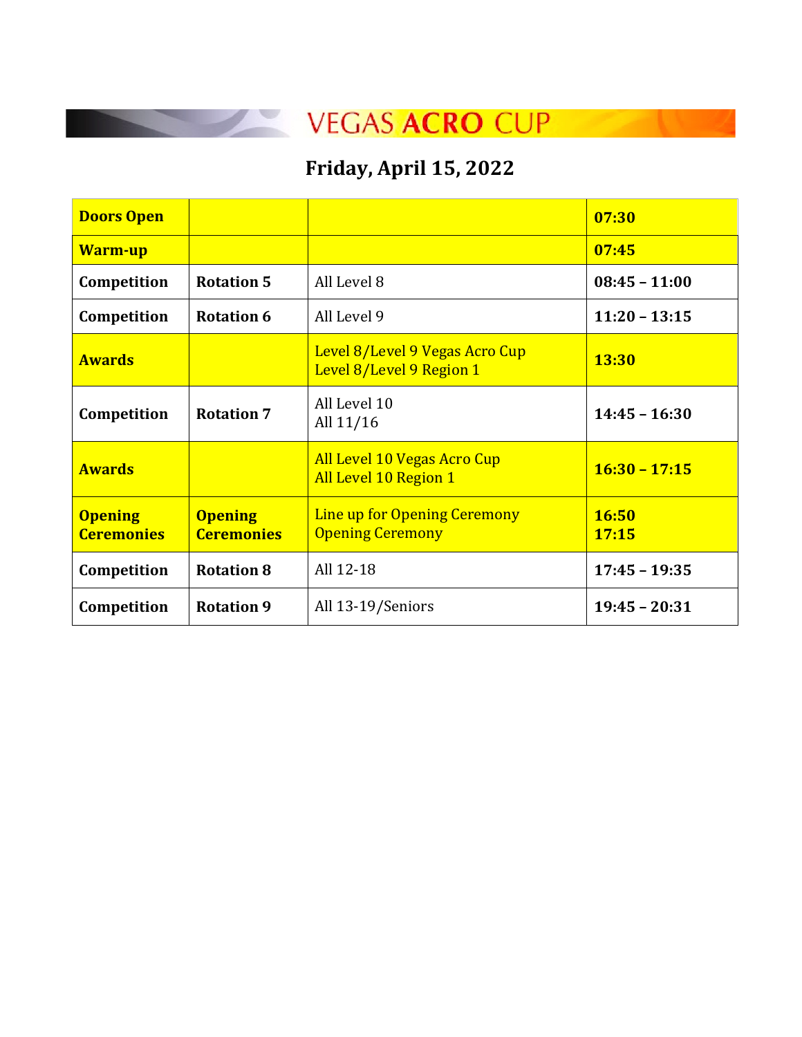VEGAS ACRO CUP

## Friday, April 15, 2022

| | | | |
|---|---|---|---|
| **Doors Open** | | | **07:30** |
| **Warm-up** | | | **07:45** |
| **Competition** | **Rotation 5** | All Level 8 | **08:45 – 11:00** |
| **Competition** | **Rotation 6** | All Level 9 | **11:20 – 13:15** |
| **Awards** | | Level 8/Level 9 Vegas Acro Cup<br>Level 8/Level 9 Region 1 | **13:30** |
| **Competition** | **Rotation 7** | All Level 10<br>All 11/16 | **14:45 – 16:30** |
| **Awards** | | All Level 10 Vegas Acro Cup<br>All Level 10 Region 1 | **16:30 – 17:15** |
| **Opening Ceremonies** | **Opening Ceremonies** | Line up for Opening Ceremony<br>Opening Ceremony | **16:50**<br>**17:15** |
| **Competition** | **Rotation 8** | All 12-18 | **17:45 – 19:35** |
| **Competition** | **Rotation 9** | All 13-19/Seniors | **19:45 – 20:31** |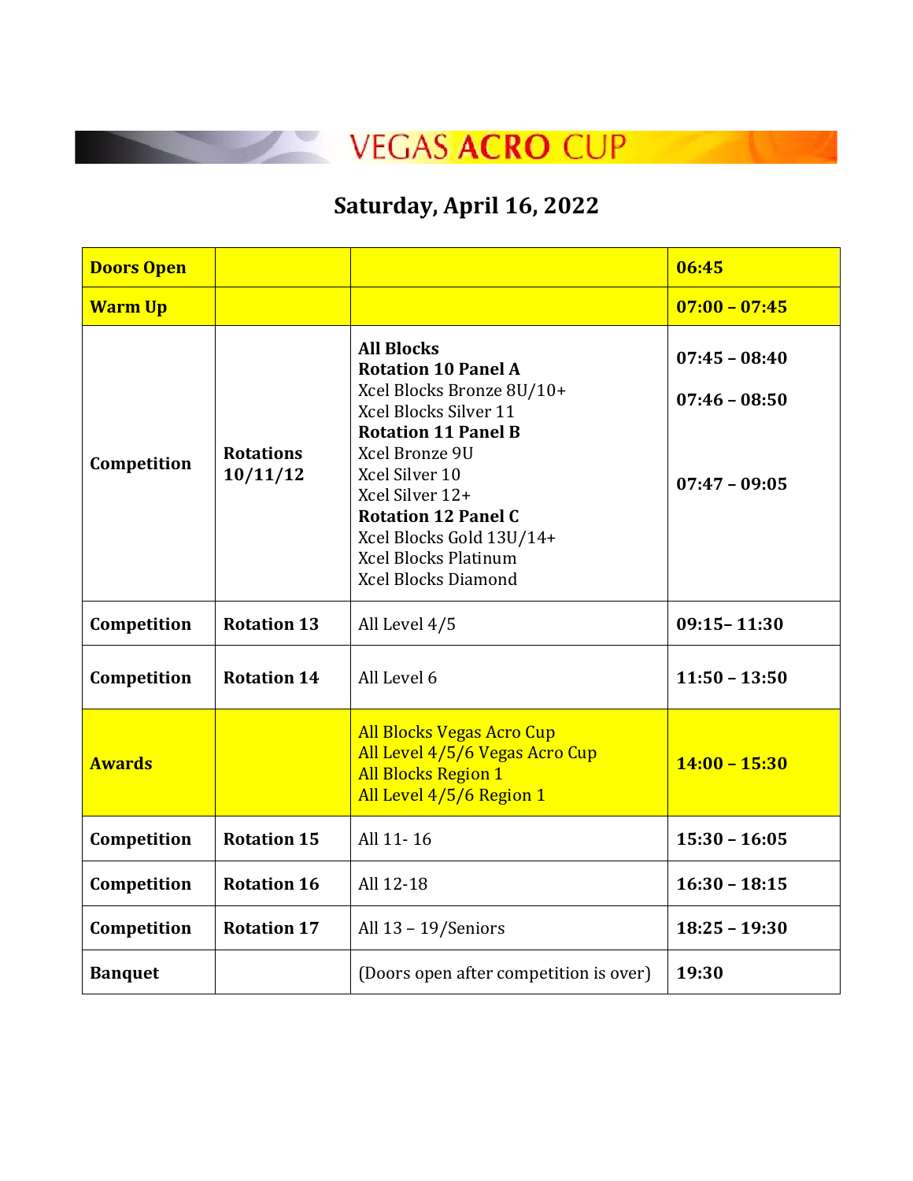# VEGAS ACRO CUP

## Saturday, April 16, 2022

| | | | |
|---|---|---|---|
| **Doors Open** | | | **06:45** |
| **Warm Up** | | | **07:00 – 07:45** |
| **Competition** | **Rotations 10/11/12** | **All Blocks**<br>**Rotation 10 Panel A**<br>Xcel Blocks Bronze 8U/10+<br>Xcel Blocks Silver 11<br>**Rotation 11 Panel B**<br>Xcel Bronze 9U<br>Xcel Silver 10<br>Xcel Silver 12+<br>**Rotation 12 Panel C**<br>Xcel Blocks Gold 13U/14+<br>Xcel Blocks Platinum<br>Xcel Blocks Diamond | **07:45 – 08:40**<br>**07:46 – 08:50**<br>**07:47 – 09:05** |
| **Competition** | **Rotation 13** | All Level 4/5 | **09:15– 11:30** |
| **Competition** | **Rotation 14** | All Level 6 | **11:50 – 13:50** |
| **Awards** | | All Blocks Vegas Acro Cup<br>All Level 4/5/6 Vegas Acro Cup<br>All Blocks Region 1<br>All Level 4/5/6 Region 1 | **14:00 – 15:30** |
| **Competition** | **Rotation 15** | All 11- 16 | **15:30 – 16:05** |
| **Competition** | **Rotation 16** | All 12-18 | **16:30 – 18:15** |
| **Competition** | **Rotation 17** | All 13 – 19/Seniors | **18:25 – 19:30** |
| **Banquet** | | (Doors open after competition is over) | **19:30** |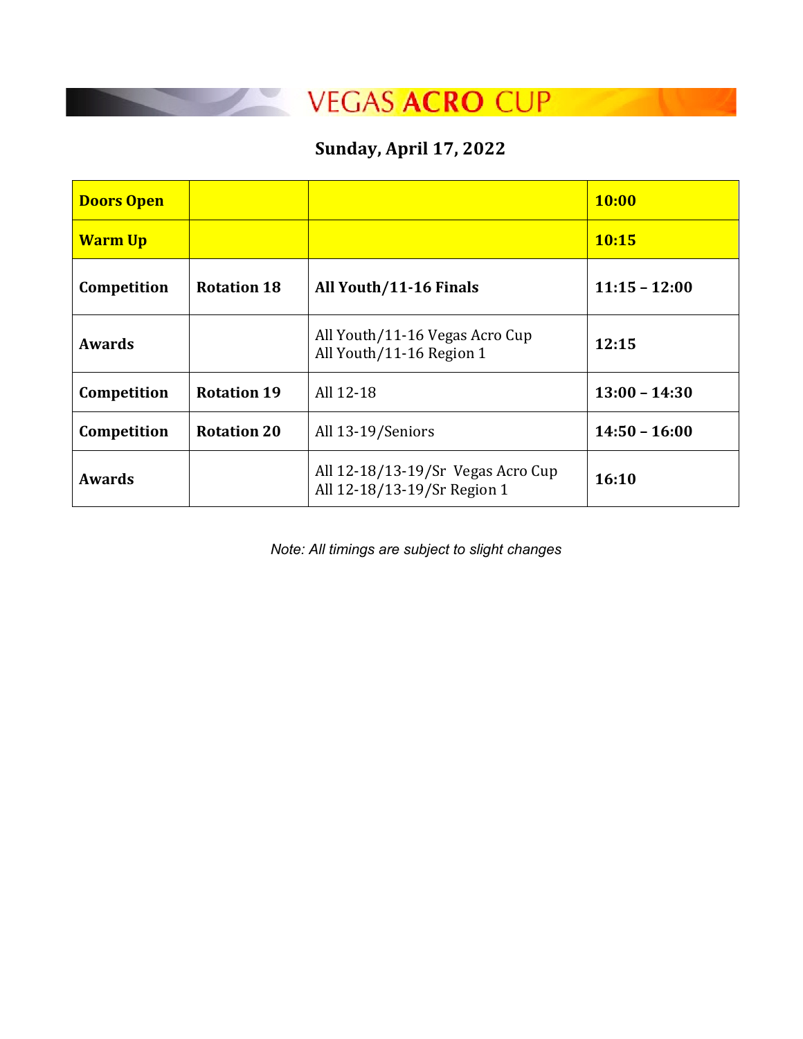# VEGAS ACRO CUP

## Sunday, April 17, 2022

| | | | |
|---|---|---|---|
| **Doors Open** | | | **10:00** |
| **Warm Up** | | | **10:15** |
| **Competition** | **Rotation 18** | **All Youth/11-16 Finals** | **11:15 – 12:00** |
| **Awards** | | All Youth/11-16 Vegas Acro Cup<br>All Youth/11-16 Region 1 | **12:15** |
| **Competition** | **Rotation 19** | All 12-18 | **13:00 – 14:30** |
| **Competition** | **Rotation 20** | All 13-19/Seniors | **14:50 – 16:00** |
| **Awards** | | All 12-18/13-19/Sr Vegas Acro Cup<br>All 12-18/13-19/Sr Region 1 | **16:10** |

*Note: All timings are subject to slight changes*